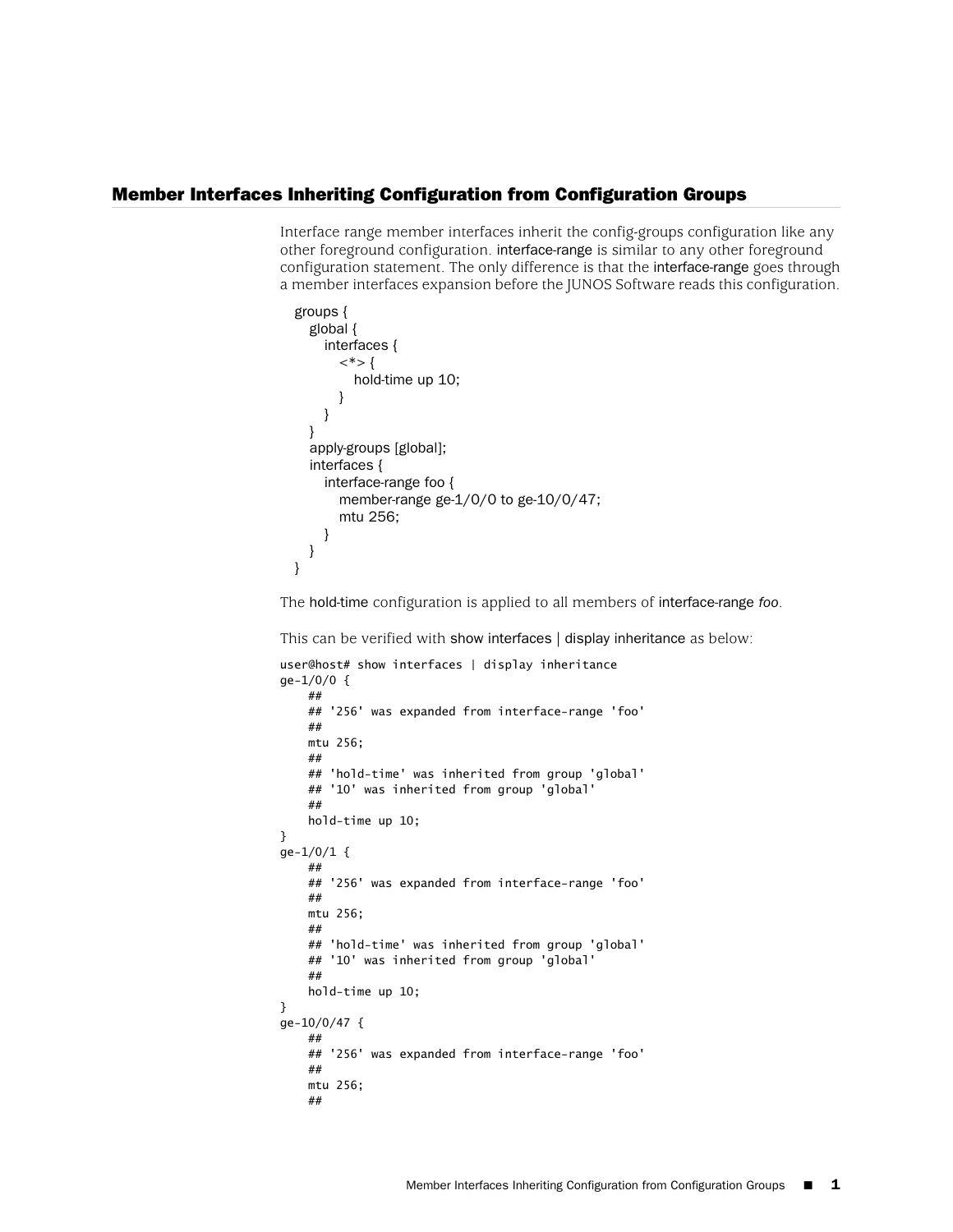## Member Interfaces Inheriting Configuration from Configuration Groups

Interface range member interfaces inherit the config-groups configuration like any other foreground configuration. interface-range is similar to any other foreground configuration statement. The only difference is that the interface-range goes through a member interfaces expansion before the JUNOS Software reads this configuration.

```
groups {
   global {
      interfaces {
         <*> {
            hold-time up 10;
         }
      }
   }
   apply-groups [global];
   interfaces {
      interface-range foo {
         member-range ge-1/0/0 to ge-10/0/47;
         mtu 256;
      }
   }
}
```

The hold-time configuration is applied to all members of interface-range *foo*.

This can be verified with show interfaces | display inheritance as below:

```
user@host# show interfaces | display inheritance
ge-1/0/0 {
    ##
    ## '256' was expanded from interface-range 'foo'
    ##
    mtu 256;
    ##
    ## 'hold-time' was inherited from group 'global'
    ## '10' was inherited from group 'global'
    ##
    hold-time up 10;
}
ge-1/0/1 {
    ##
    ## '256' was expanded from interface-range 'foo'
    ##
    mtu 256;
    ##
    ## 'hold-time' was inherited from group 'global'
    ## '10' was inherited from group 'global'
    ##
    hold-time up 10;
}
ge-10/0/47 {
    ##
    ## '256' was expanded from interface-range 'foo'
    ##
    mtu 256;
    ##
```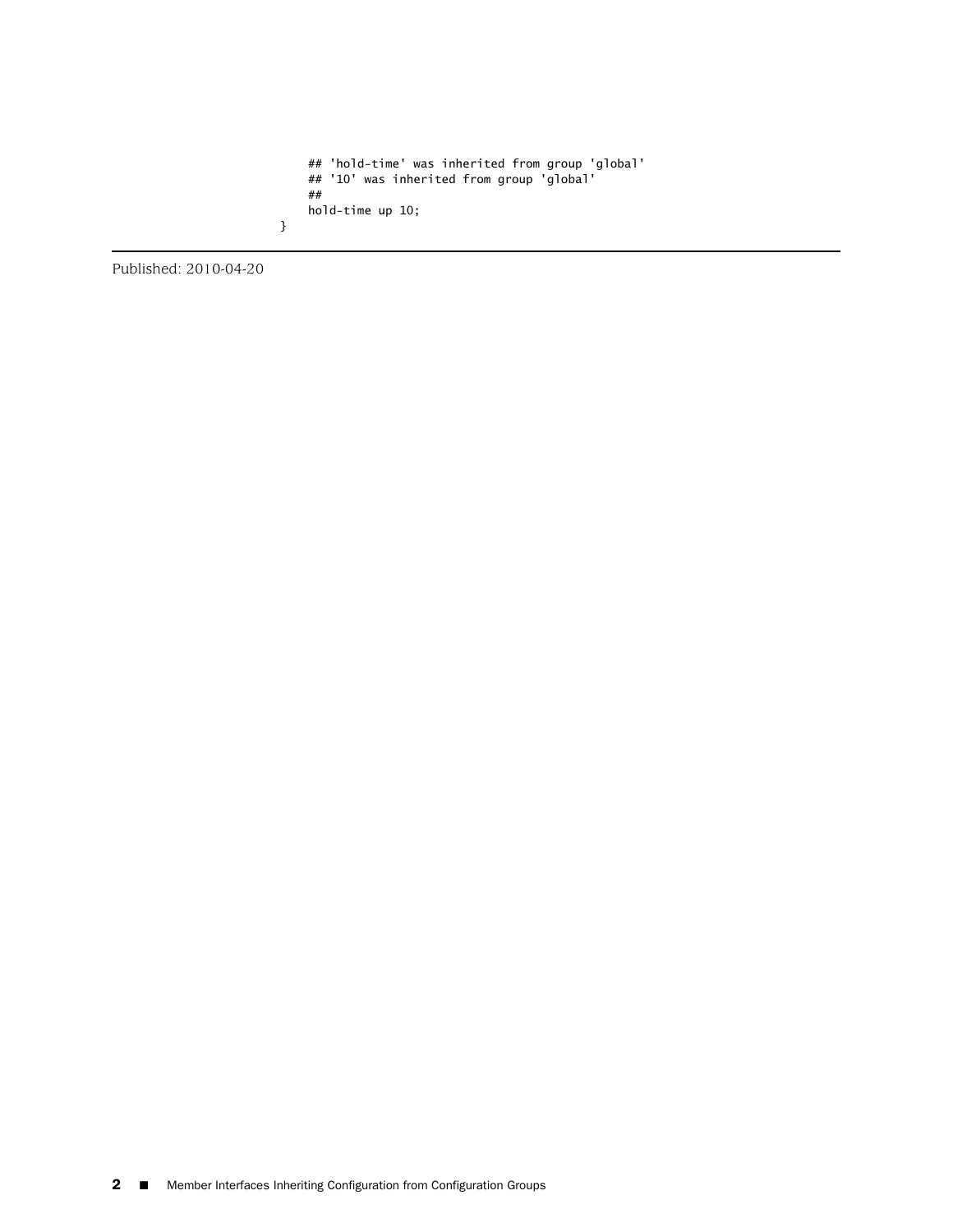```
        ## 'hold-time' was inherited from group 'global'
        ## '10' was inherited from group 'global'
        ##
        hold-time up 10;
    }
```

Published: 2010-04-20